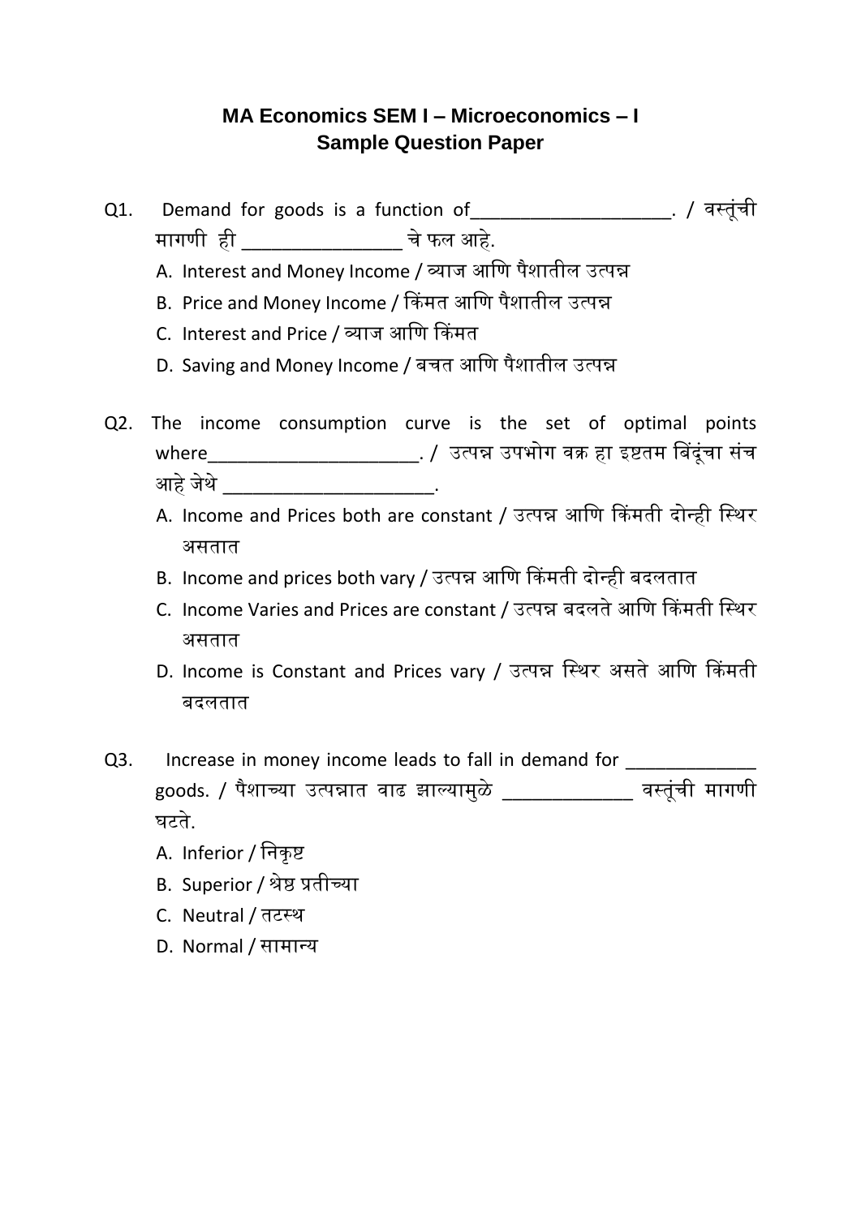# MA Economics SEM I – Microeconomics – I
## Sample Question Paper

Q1. Demand for goods is a function of____________________. / वस्तूंची मागणी ही ________________ चे फल आहे.

A. Interest and Money Income / व्याज आणि पैशातील उत्पन्न
B. Price and Money Income / किंमत आणि पैशातील उत्पन्न
C. Interest and Price / व्याज आणि किंमत
D. Saving and Money Income / बचत आणि पैशातील उत्पन्न

Q2. The income consumption curve is the set of optimal points where_____________________. / उत्पन्न उपभोग वक्र हा इष्टतम बिंदूंचा संच आहे जेथे _____________________.

A. Income and Prices both are constant / उत्पन्न आणि किंमती दोन्ही स्थिर असतात
B. Income and prices both vary / उत्पन्न आणि किंमती दोन्ही बदलतात
C. Income Varies and Prices are constant / उत्पन्न बदलते आणि किंमती स्थिर असतात
D. Income is Constant and Prices vary / उत्पन्न स्थिर असते आणि किंमती बदलतात

Q3. Increase in money income leads to fall in demand for _____________ goods. / पैशाच्या उत्पन्नात वाढ झाल्यामुळे _____________ वस्तूंची मागणी घटते.

A. Inferior / निकृष्ट
B. Superior / श्रेष्ठ प्रतीच्या
C. Neutral / तटस्थ
D. Normal / सामान्य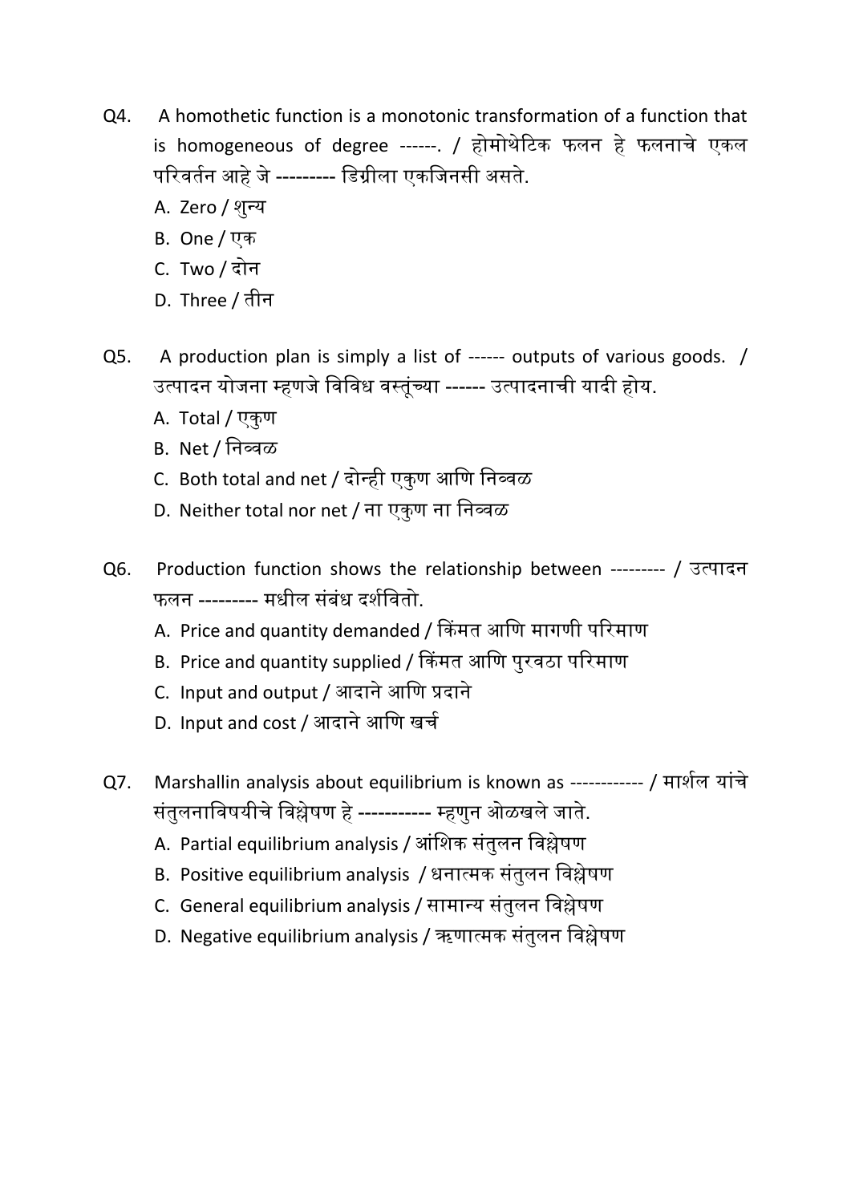Q4. A homothetic function is a monotonic transformation of a function that is homogeneous of degree ------. / होमोथेटिक फलन हे फलनाचे एकल परिवर्तन आहे जे --------- डिग्रीला एकजिनसी असते.

A. Zero / शुन्य
B. One / एक
C. Two / दोन
D. Three / तीन

Q5. A production plan is simply a list of ------ outputs of various goods. / उत्पादन योजना म्हणजे विविध वस्तूंच्या ------ उत्पादनाची यादी होय.

A. Total / एकुण
B. Net / निव्वळ
C. Both total and net / दोन्ही एकुण आणि निव्वळ
D. Neither total nor net / ना एकुण ना निव्वळ

Q6. Production function shows the relationship between --------- / उत्पादन फलन --------- मधील संबंध दर्शवितो.

A. Price and quantity demanded / किंमत आणि मागणी परिमाण
B. Price and quantity supplied / किंमत आणि पुरवठा परिमाण
C. Input and output / आदाने आणि प्रदाने
D. Input and cost / आदाने आणि खर्च

Q7. Marshallin analysis about equilibrium is known as ------------ / मार्शल यांचे संतुलनाविषयीचे विश्लेषण हे ----------- म्हणुन ओळखले जाते.

A. Partial equilibrium analysis / आंशिक संतुलन विश्लेषण
B. Positive equilibrium analysis / धनात्मक संतुलन विश्लेषण
C. General equilibrium analysis / सामान्य संतुलन विश्लेषण
D. Negative equilibrium analysis / ऋणात्मक संतुलन विश्लेषण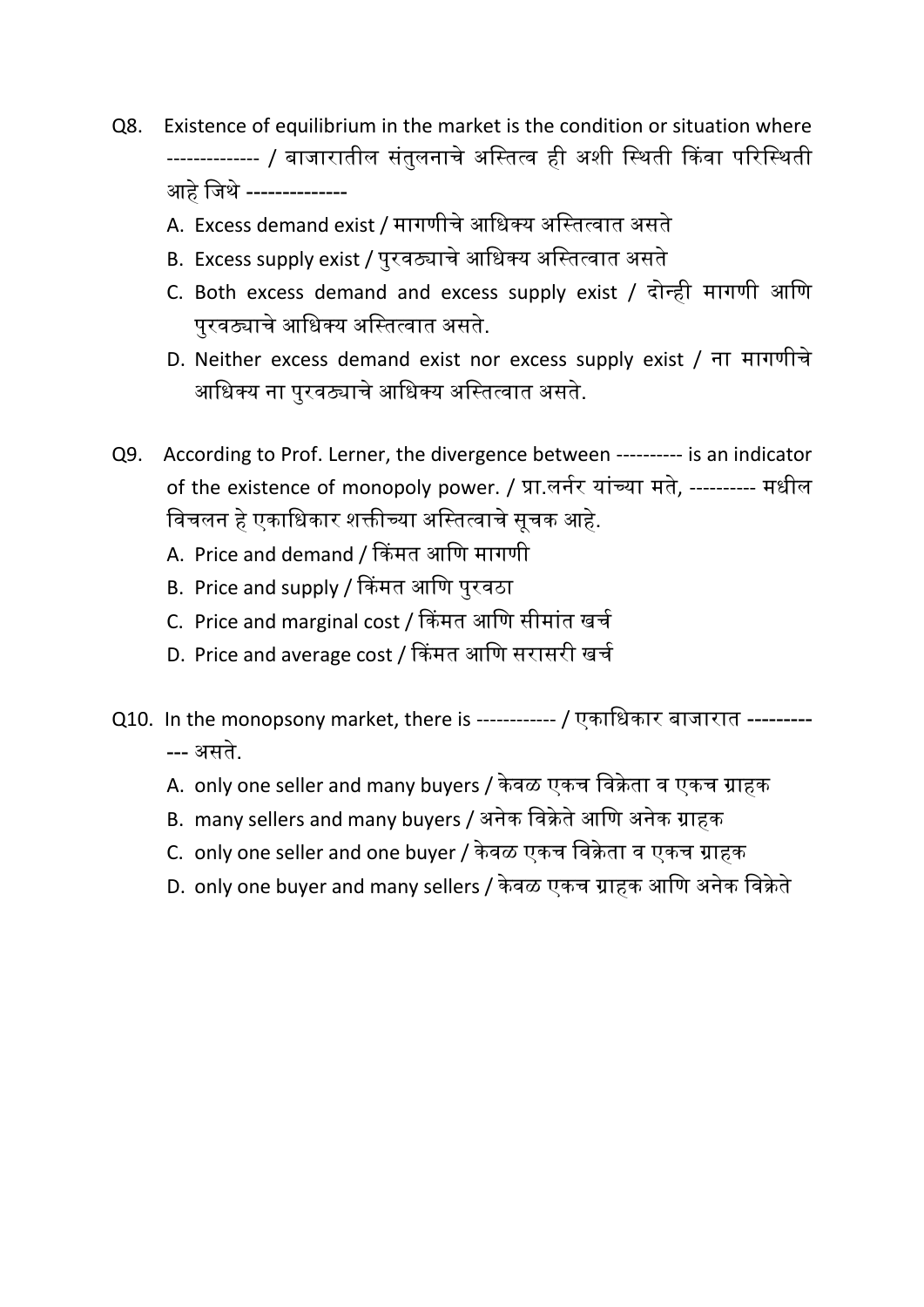Q8. Existence of equilibrium in the market is the condition or situation where -------------- / बाजारातील संतुलनाचे अस्तित्व ही अशी स्थिती किंवा परिस्थिती आहे जिथे --------------

A. Excess demand exist / मागणीचे आधिक्य अस्तित्वात असते
B. Excess supply exist / पुरवठ्याचे आधिक्य अस्तित्वात असते
C. Both excess demand and excess supply exist / दोन्ही मागणी आणि पुरवठ्याचे आधिक्य अस्तित्वात असते.
D. Neither excess demand exist nor excess supply exist / ना मागणीचे आधिक्य ना पुरवठ्याचे आधिक्य अस्तित्वात असते.

Q9. According to Prof. Lerner, the divergence between ---------- is an indicator of the existence of monopoly power. / प्रा.लर्नर यांच्या मते, ---------- मधील विचलन हे एकाधिकार शक्तीच्या अस्तित्वाचे सूचक आहे.

A. Price and demand / किंमत आणि मागणी
B. Price and supply / किंमत आणि पुरवठा
C. Price and marginal cost / किंमत आणि सीमांत खर्च
D. Price and average cost / किंमत आणि सरासरी खर्च

Q10. In the monopsony market, there is ------------ / एकाधिकार बाजारात ------------ असते.

A. only one seller and many buyers / केवळ एकच विक्रेता व एकच ग्राहक
B. many sellers and many buyers / अनेक विक्रेते आणि अनेक ग्राहक
C. only one seller and one buyer / केवळ एकच विक्रेता व एकच ग्राहक
D. only one buyer and many sellers / केवळ एकच ग्राहक आणि अनेक विक्रेते